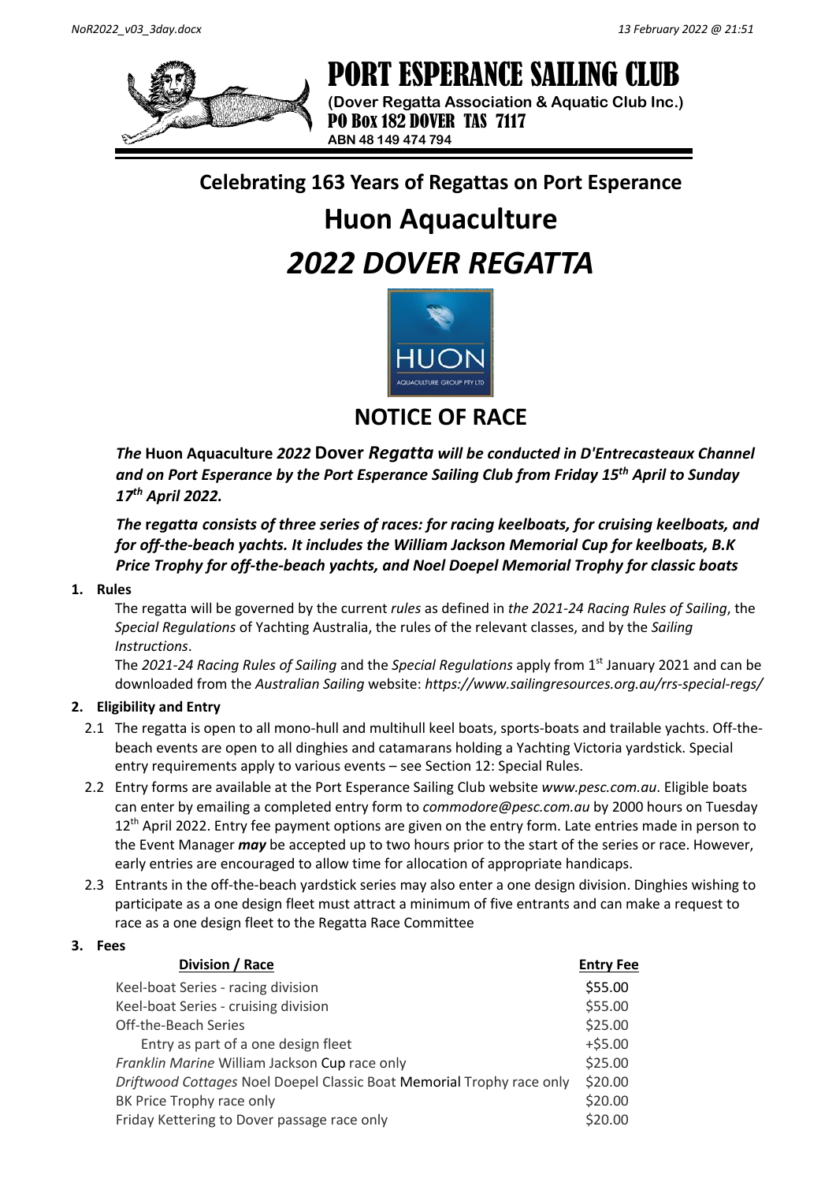# PORT ESPERANCE SAILING CLUB

**(Dover Regatta Association & Aquatic Club Inc.)**
**PO Box 182 DOVER TAS 7117**
**ABN 48 149 474 794**

**Celebrating 163 Years of Regattas on Port Esperance**

# Huon Aquaculture

# *2022 DOVER REGATTA*

## NOTICE OF RACE

***The* Huon Aquaculture *2022* Dover *Regatta will be conducted in D'Entrecasteaux Channel and on Port Esperance by the Port Esperance Sailing Club from Friday 15th April to Sunday 17th April 2022.***

***The regatta consists of three series of races: for racing keelboats, for cruising keelboats, and for off-the-beach yachts. It includes the William Jackson Memorial Cup for keelboats, B.K Price Trophy for off-the-beach yachts, and Noel Doepel Memorial Trophy for classic boats***

**1. Rules**

The regatta will be governed by the current *rules* as defined in *the 2021-24 Racing Rules of Sailing*, the *Special Regulations* of Yachting Australia, the rules of the relevant classes, and by the *Sailing Instructions*.

The *2021-24 Racing Rules of Sailing* and the *Special Regulations* apply from 1st January 2021 and can be downloaded from the *Australian Sailing* website: *https://www.sailingresources.org.au/rrs-special-regs/*

**2. Eligibility and Entry**

2.1 The regatta is open to all mono-hull and multihull keel boats, sports-boats and trailable yachts. Off-the-beach events are open to all dinghies and catamarans holding a Yachting Victoria yardstick. Special entry requirements apply to various events – see Section 12: Special Rules.

2.2 Entry forms are available at the Port Esperance Sailing Club website *www.pesc.com.au*. Eligible boats can enter by emailing a completed entry form to *commodore@pesc.com.au* by 2000 hours on Tuesday 12th April 2022. Entry fee payment options are given on the entry form. Late entries made in person to the Event Manager ***may*** be accepted up to two hours prior to the start of the series or race. However, early entries are encouraged to allow time for allocation of appropriate handicaps.

2.3 Entrants in the off-the-beach yardstick series may also enter a one design division. Dinghies wishing to participate as a one design fleet must attract a minimum of five entrants and can make a request to race as a one design fleet to the Regatta Race Committee

**3. Fees**

| Division / Race | Entry Fee |
|---|---|
| Keel-boat Series - racing division | \$55.00 |
| Keel-boat Series - cruising division | \$55.00 |
| Off-the-Beach Series | \$25.00 |
| Entry as part of a one design fleet | +\$5.00 |
| *Franklin Marine* William Jackson Cup race only | \$25.00 |
| *Driftwood Cottages* Noel Doepel Classic Boat Memorial Trophy race only | \$20.00 |
| BK Price Trophy race only | \$20.00 |
| Friday Kettering to Dover passage race only | \$20.00 |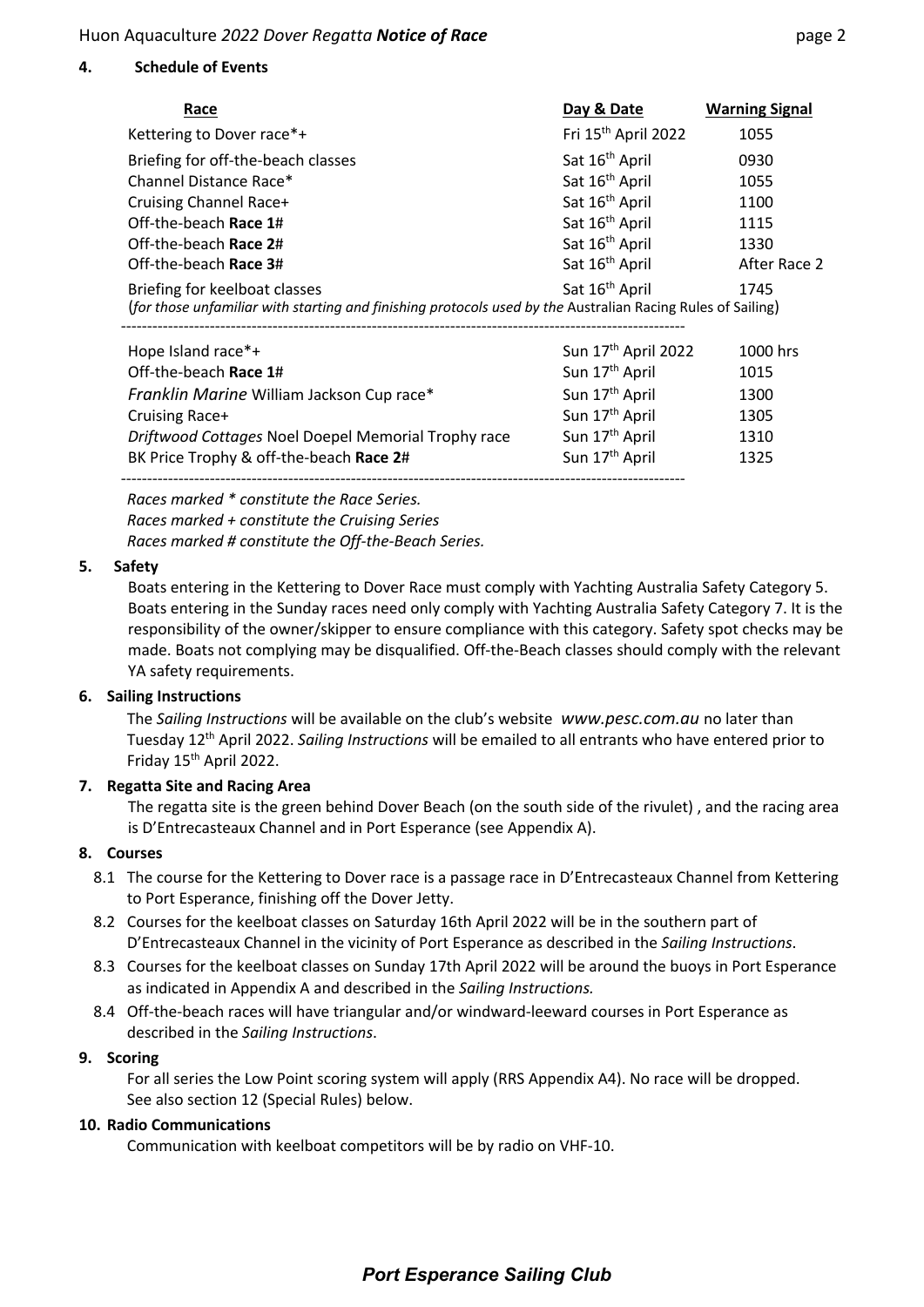#### 4. Schedule of Events

| Race | Day & Date | Warning Signal |
|---|---|---|
| Kettering to Dover race*+ | Fri 15th April 2022 | 1055 |
| Briefing for off-the-beach classes | Sat 16th April | 0930 |
| Channel Distance Race* | Sat 16th April | 1055 |
| Cruising Channel Race+ | Sat 16th April | 1100 |
| Off-the-beach **Race 1**# | Sat 16th April | 1115 |
| Off-the-beach **Race 2**# | Sat 16th April | 1330 |
| Off-the-beach **Race 3**# | Sat 16th April | After Race 2 |
| Briefing for keelboat classes (*for those unfamiliar with starting and finishing protocols used by the* Australian Racing Rules of Sailing) | Sat 16th April | 1745 |
| Hope Island race*+ | Sun 17th April 2022 | 1000 hrs |
| Off-the-beach **Race 1**# | Sun 17th April | 1015 |
| *Franklin Marine* William Jackson Cup race* | Sun 17th April | 1300 |
| Cruising Race+ | Sun 17th April | 1305 |
| *Driftwood Cottages* Noel Doepel Memorial Trophy race | Sun 17th April | 1310 |
| BK Price Trophy & off-the-beach **Race 2**# | Sun 17th April | 1325 |

*Races marked * constitute the Race Series.*
*Races marked + constitute the Cruising Series*
*Races marked # constitute the Off-the-Beach Series.*

#### 5. Safety

Boats entering in the Kettering to Dover Race must comply with Yachting Australia Safety Category 5. Boats entering in the Sunday races need only comply with Yachting Australia Safety Category 7. It is the responsibility of the owner/skipper to ensure compliance with this category. Safety spot checks may be made. Boats not complying may be disqualified. Off-the-Beach classes should comply with the relevant YA safety requirements.

#### 6. Sailing Instructions

The *Sailing Instructions* will be available on the club's website *www.pesc.com.au* no later than Tuesday 12th April 2022. *Sailing Instructions* will be emailed to all entrants who have entered prior to Friday 15th April 2022.

#### 7. Regatta Site and Racing Area

The regatta site is the green behind Dover Beach (on the south side of the rivulet) , and the racing area is D'Entrecasteaux Channel and in Port Esperance (see Appendix A).

#### 8. Courses

8.1 The course for the Kettering to Dover race is a passage race in D'Entrecasteaux Channel from Kettering to Port Esperance, finishing off the Dover Jetty.

8.2 Courses for the keelboat classes on Saturday 16th April 2022 will be in the southern part of D'Entrecasteaux Channel in the vicinity of Port Esperance as described in the *Sailing Instructions*.

8.3 Courses for the keelboat classes on Sunday 17th April 2022 will be around the buoys in Port Esperance as indicated in Appendix A and described in the *Sailing Instructions.*

8.4 Off-the-beach races will have triangular and/or windward-leeward courses in Port Esperance as described in the *Sailing Instructions*.

#### 9. Scoring

For all series the Low Point scoring system will apply (RRS Appendix A4). No race will be dropped. See also section 12 (Special Rules) below.

#### 10. Radio Communications

Communication with keelboat competitors will be by radio on VHF-10.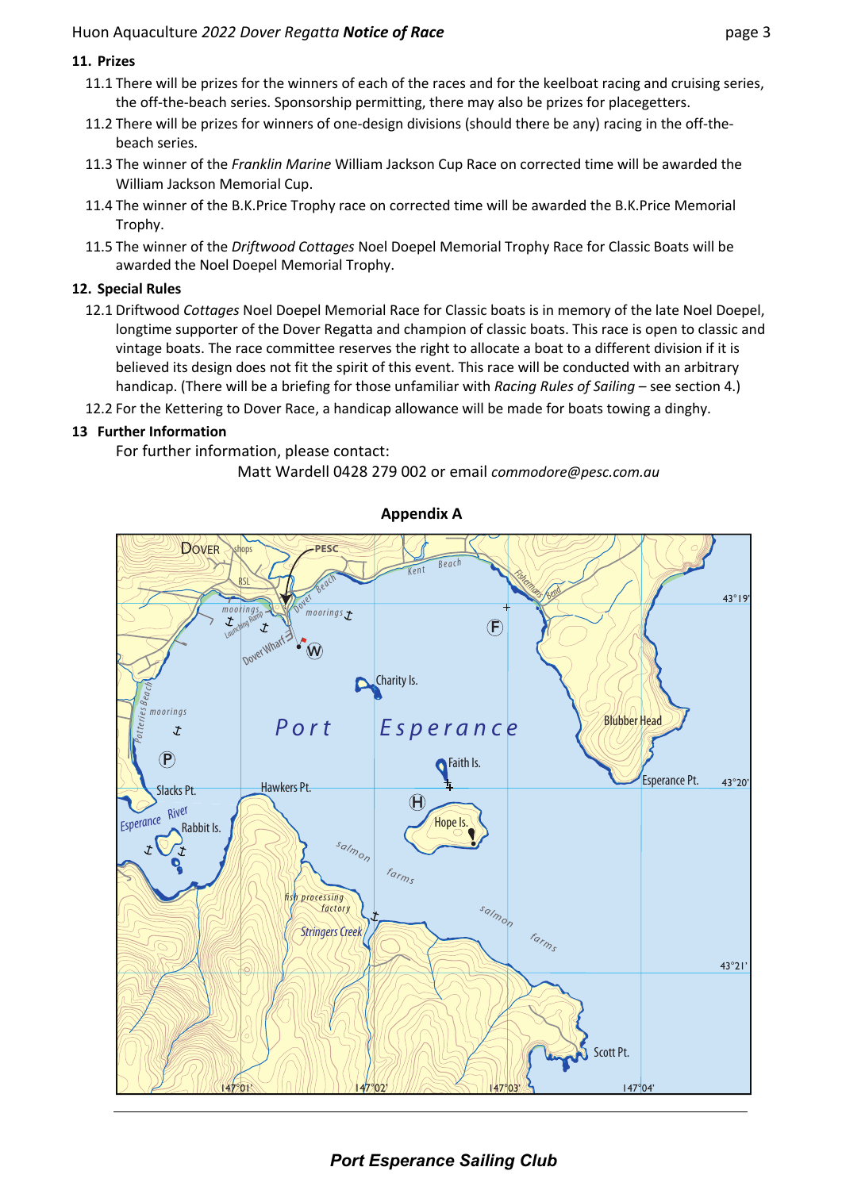## 11. Prizes

11.1 There will be prizes for the winners of each of the races and for the keelboat racing and cruising series, the off-the-beach series. Sponsorship permitting, there may also be prizes for placegetters.

11.2 There will be prizes for winners of one-design divisions (should there be any) racing in the off-the-beach series.

11.3 The winner of the *Franklin Marine* William Jackson Cup Race on corrected time will be awarded the William Jackson Memorial Cup.

11.4 The winner of the B.K.Price Trophy race on corrected time will be awarded the B.K.Price Memorial Trophy.

11.5 The winner of the *Driftwood Cottages* Noel Doepel Memorial Trophy Race for Classic Boats will be awarded the Noel Doepel Memorial Trophy.

## 12. Special Rules

12.1 Driftwood *Cottages* Noel Doepel Memorial Race for Classic boats is in memory of the late Noel Doepel, longtime supporter of the Dover Regatta and champion of classic boats. This race is open to classic and vintage boats. The race committee reserves the right to allocate a boat to a different division if it is believed its design does not fit the spirit of this event. This race will be conducted with an arbitrary handicap. (There will be a briefing for those unfamiliar with *Racing Rules of Sailing* – see section 4.)

12.2 For the Kettering to Dover Race, a handicap allowance will be made for boats towing a dinghy.

## 13 Further Information

For further information, please contact:

Matt Wardell 0428 279 002 or email *commodore@pesc.com.au*

## Appendix A

Dover
shops
PESC
RSL
Dover Beach
Kent Beach
Fishermans Bend
moorings
Launching Ramp
Dover Wharf
W
F
Charity Is.
Potteries Beach
Port Esperance
Blubber Head
P
Faith Is.
Esperance Pt.
Slacks Pt.
Hawkers Pt.
H
Esperance River
Rabbit Is.
Hope Is.
salmon farms
fish processing factory
Stringers Creek
salmon farms
Scott Pt.
43°19'
43°20'
43°21'
147°01'
147°02'
147°03'
147°04'

**Port Esperance Sailing Club**